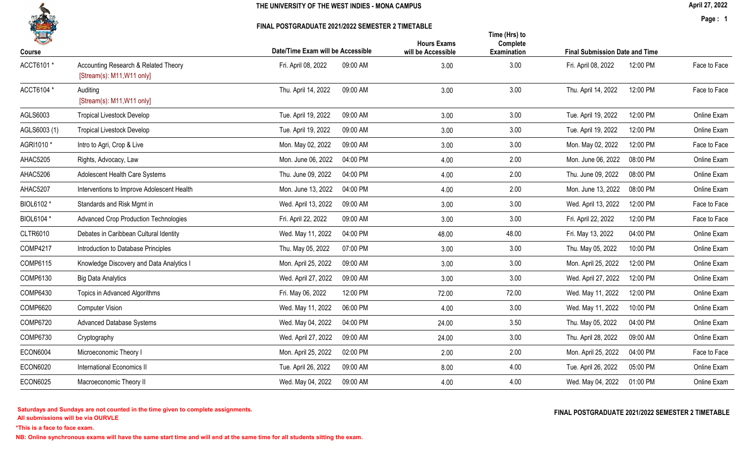# THE UNIVERSITY OF THE WEST INDIES - MONA CAMPUS

## FINAL POSTGRADUATE 2021/2022 SEMESTER 2 TIMETABLE

April 27, 2022

| Course | | Date/Time Exam will be Accessible | | Hours Exams will be Accessible | Time (Hrs) to Complete Examination | Final Submission Date and Time | | |
|---|---|---|---|---|---|---|---|---|
| ACCT6101 * | Accounting Research & Related Theory [Stream(s): M11,W11 only] | Fri. April 08, 2022 | 09:00 AM | 3.00 | 3.00 | Fri. April 08, 2022 | 12:00 PM | Face to Face |
| ACCT6104 * | Auditing [Stream(s): M11,W11 only] | Thu. April 14, 2022 | 09:00 AM | 3.00 | 3.00 | Thu. April 14, 2022 | 12:00 PM | Face to Face |
| AGLS6003 | Tropical Livestock Develop | Tue. April 19, 2022 | 09:00 AM | 3.00 | 3.00 | Tue. April 19, 2022 | 12:00 PM | Online Exam |
| AGLS6003 (1) | Tropical Livestock Develop | Tue. April 19, 2022 | 09:00 AM | 3.00 | 3.00 | Tue. April 19, 2022 | 12:00 PM | Online Exam |
| AGRI1010 * | Intro to Agri, Crop & Live | Mon. May 02, 2022 | 09:00 AM | 3.00 | 3.00 | Mon. May 02, 2022 | 12:00 PM | Face to Face |
| AHAC5205 | Rights, Advocacy, Law | Mon. June 06, 2022 | 04:00 PM | 4.00 | 2.00 | Mon. June 06, 2022 | 08:00 PM | Online Exam |
| AHAC5206 | Adolescent Health Care Systems | Thu. June 09, 2022 | 04:00 PM | 4.00 | 2.00 | Thu. June 09, 2022 | 08:00 PM | Online Exam |
| AHAC5207 | Interventions to Improve Adolescent Health | Mon. June 13, 2022 | 04:00 PM | 4.00 | 2.00 | Mon. June 13, 2022 | 08:00 PM | Online Exam |
| BIOL6102 * | Standards and Risk Mgmt in | Wed. April 13, 2022 | 09:00 AM | 3.00 | 3.00 | Wed. April 13, 2022 | 12:00 PM | Face to Face |
| BIOL6104 * | Advanced Crop Production Technologies | Fri. April 22, 2022 | 09:00 AM | 3.00 | 3.00 | Fri. April 22, 2022 | 12:00 PM | Face to Face |
| CLTR6010 | Debates in Caribbean Cultural Identity | Wed. May 11, 2022 | 04:00 PM | 48.00 | 48.00 | Fri. May 13, 2022 | 04:00 PM | Online Exam |
| COMP4217 | Introduction to Database Principles | Thu. May 05, 2022 | 07:00 PM | 3.00 | 3.00 | Thu. May 05, 2022 | 10:00 PM | Online Exam |
| COMP6115 | Knowledge Discovery and Data Analytics I | Mon. April 25, 2022 | 09:00 AM | 3.00 | 3.00 | Mon. April 25, 2022 | 12:00 PM | Online Exam |
| COMP6130 | Big Data Analytics | Wed. April 27, 2022 | 09:00 AM | 3.00 | 3.00 | Wed. April 27, 2022 | 12:00 PM | Online Exam |
| COMP6430 | Topics in Advanced Algorithms | Fri. May 06, 2022 | 12:00 PM | 72.00 | 72.00 | Wed. May 11, 2022 | 12:00 PM | Online Exam |
| COMP6620 | Computer Vision | Wed. May 11, 2022 | 06:00 PM | 4.00 | 3.00 | Wed. May 11, 2022 | 10:00 PM | Online Exam |
| COMP6720 | Advanced Database Systems | Wed. May 04, 2022 | 04:00 PM | 24.00 | 3.50 | Thu. May 05, 2022 | 04:00 PM | Online Exam |
| COMP6730 | Cryptography | Wed. April 27, 2022 | 09:00 AM | 24.00 | 3.00 | Thu. April 28, 2022 | 09:00 AM | Online Exam |
| ECON6004 | Microeconomic Theory I | Mon. April 25, 2022 | 02:00 PM | 2.00 | 2.00 | Mon. April 25, 2022 | 04:00 PM | Face to Face |
| ECON6020 | International Economics II | Tue. April 26, 2022 | 09:00 AM | 8.00 | 4.00 | Tue. April 26, 2022 | 05:00 PM | Online Exam |
| ECON6025 | Macroeconomic Theory II | Wed. May 04, 2022 | 09:00 AM | 4.00 | 4.00 | Wed. May 04, 2022 | 01:00 PM | Online Exam |

**Saturdays and Sundays are not counted in the time given to complete assignments.**
**All submissions will be via OURVLE**

***This is a face to face exam.**

**NB: Online synchronous exams will have the same start time and will end at the same time for all students sitting the exam.**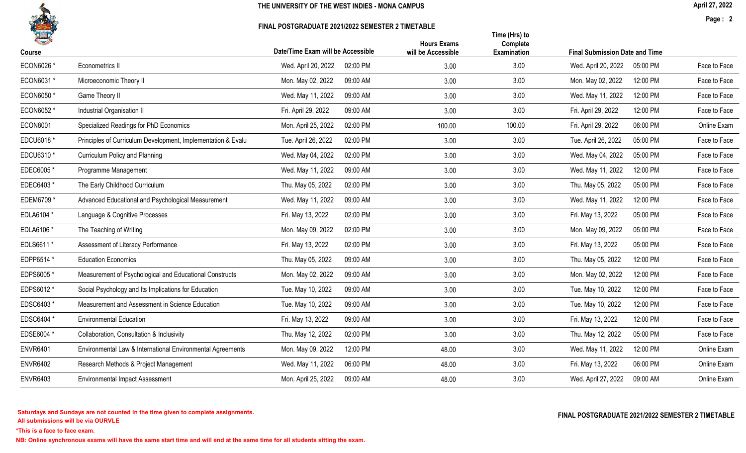THE UNIVERSITY OF THE WEST INDIES - MONA CAMPUS

FINAL POSTGRADUATE 2021/2022 SEMESTER 2 TIMETABLE

| Course | | Date/Time Exam will be Accessible | | Hours Exams will be Accessible | Time (Hrs) to Complete Examination | Final Submission Date and Time | | |
|---|---|---|---|---|---|---|---|---|
| ECON6026 * | Econometrics II | Wed. April 20, 2022 | 02:00 PM | 3.00 | 3.00 | Wed. April 20, 2022 | 05:00 PM | Face to Face |
| ECON6031 * | Microeconomic Theory II | Mon. May 02, 2022 | 09:00 AM | 3.00 | 3.00 | Mon. May 02, 2022 | 12:00 PM | Face to Face |
| ECON6050 * | Game Theory II | Wed. May 11, 2022 | 09:00 AM | 3.00 | 3.00 | Wed. May 11, 2022 | 12:00 PM | Face to Face |
| ECON6052 * | Industrial Organisation II | Fri. April 29, 2022 | 09:00 AM | 3.00 | 3.00 | Fri. April 29, 2022 | 12:00 PM | Face to Face |
| ECON8001 | Specialized Readings for PhD Economics | Mon. April 25, 2022 | 02:00 PM | 100.00 | 100.00 | Fri. April 29, 2022 | 06:00 PM | Online Exam |
| EDCU6018 * | Principles of Curriculum Development, Implementation & Evalu | Tue. April 26, 2022 | 02:00 PM | 3.00 | 3.00 | Tue. April 26, 2022 | 05:00 PM | Face to Face |
| EDCU6310 * | Curriculum Policy and Planning | Wed. May 04, 2022 | 02:00 PM | 3.00 | 3.00 | Wed. May 04, 2022 | 05:00 PM | Face to Face |
| EDEC6005 * | Programme Management | Wed. May 11, 2022 | 09:00 AM | 3.00 | 3.00 | Wed. May 11, 2022 | 12:00 PM | Face to Face |
| EDEC6403 * | The Early Childhood Curriculum | Thu. May 05, 2022 | 02:00 PM | 3.00 | 3.00 | Thu. May 05, 2022 | 05:00 PM | Face to Face |
| EDEM6709 * | Advanced Educational and Psychological Measurement | Wed. May 11, 2022 | 09:00 AM | 3.00 | 3.00 | Wed. May 11, 2022 | 12:00 PM | Face to Face |
| EDLA6104 * | Language & Cognitive Processes | Fri. May 13, 2022 | 02:00 PM | 3.00 | 3.00 | Fri. May 13, 2022 | 05:00 PM | Face to Face |
| EDLA6106 * | The Teaching of Writing | Mon. May 09, 2022 | 02:00 PM | 3.00 | 3.00 | Mon. May 09, 2022 | 05:00 PM | Face to Face |
| EDLS6611 * | Assessment of Literacy Performance | Fri. May 13, 2022 | 02:00 PM | 3.00 | 3.00 | Fri. May 13, 2022 | 05:00 PM | Face to Face |
| EDPP6514 * | Education Economics | Thu. May 05, 2022 | 09:00 AM | 3.00 | 3.00 | Thu. May 05, 2022 | 12:00 PM | Face to Face |
| EDPS6005 * | Measurement of Psychological and Educational Constructs | Mon. May 02, 2022 | 09:00 AM | 3.00 | 3.00 | Mon. May 02, 2022 | 12:00 PM | Face to Face |
| EDPS6012 * | Social Psychology and Its Implications for Education | Tue. May 10, 2022 | 09:00 AM | 3.00 | 3.00 | Tue. May 10, 2022 | 12:00 PM | Face to Face |
| EDSC6403 * | Measurement and Assessment in Science Education | Tue. May 10, 2022 | 09:00 AM | 3.00 | 3.00 | Tue. May 10, 2022 | 12:00 PM | Face to Face |
| EDSC6404 * | Environmental Education | Fri. May 13, 2022 | 09:00 AM | 3.00 | 3.00 | Fri. May 13, 2022 | 12:00 PM | Face to Face |
| EDSE6004 * | Collaboration, Consultation & Inclusivity | Thu. May 12, 2022 | 02:00 PM | 3.00 | 3.00 | Thu. May 12, 2022 | 05:00 PM | Face to Face |
| ENVR6401 | Environmental Law & International Environmental Agreements | Mon. May 09, 2022 | 12:00 PM | 48.00 | 3.00 | Wed. May 11, 2022 | 12:00 PM | Online Exam |
| ENVR6402 | Research Methods & Project Management | Wed. May 11, 2022 | 06:00 PM | 48.00 | 3.00 | Fri. May 13, 2022 | 06:00 PM | Online Exam |
| ENVR6403 | Environmental Impact Assessment | Mon. April 25, 2022 | 09:00 AM | 48.00 | 3.00 | Wed. April 27, 2022 | 09:00 AM | Online Exam |

**Saturdays and Sundays are not counted in the time given to complete assignments.**

**All submissions will be via OURVLE**

**\*This is a face to face exam.**

**NB: Online synchronous exams will have the same start time and will end at the same time for all students sitting the exam.**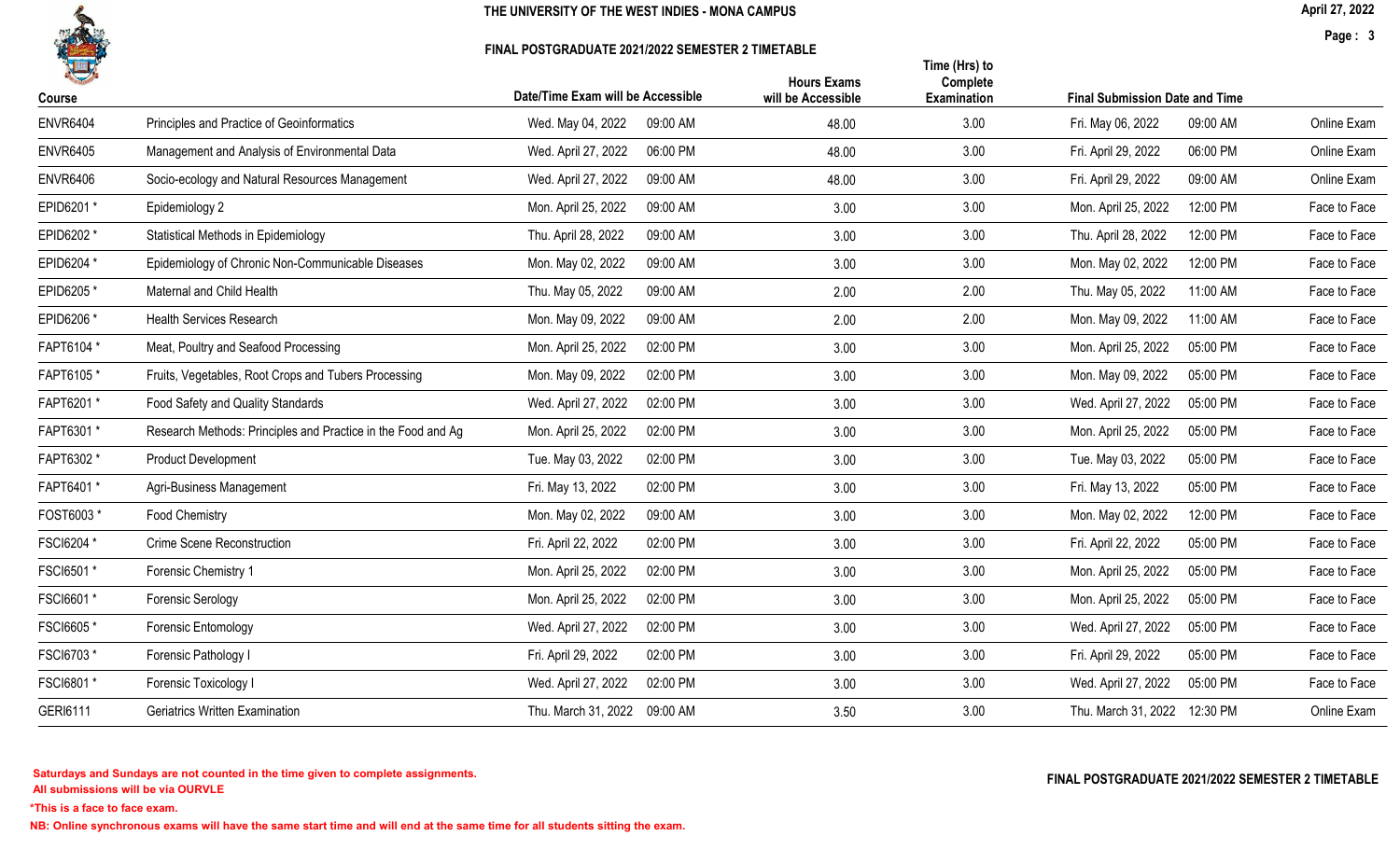# THE UNIVERSITY OF THE WEST INDIES - MONA CAMPUS

## FINAL POSTGRADUATE 2021/2022 SEMESTER 2 TIMETABLE

April 27, 2022

| Course | | Date/Time Exam will be Accessible | | Hours Exams will be Accessible | Time (Hrs) to Complete Examination | Final Submission Date and Time | | |
|---|---|---|---|---|---|---|---|---|
| ENVR6404 | Principles and Practice of Geoinformatics | Wed. May 04, 2022 | 09:00 AM | 48.00 | 3.00 | Fri. May 06, 2022 | 09:00 AM | Online Exam |
| ENVR6405 | Management and Analysis of Environmental Data | Wed. April 27, 2022 | 06:00 PM | 48.00 | 3.00 | Fri. April 29, 2022 | 06:00 PM | Online Exam |
| ENVR6406 | Socio-ecology and Natural Resources Management | Wed. April 27, 2022 | 09:00 AM | 48.00 | 3.00 | Fri. April 29, 2022 | 09:00 AM | Online Exam |
| EPID6201 * | Epidemiology 2 | Mon. April 25, 2022 | 09:00 AM | 3.00 | 3.00 | Mon. April 25, 2022 | 12:00 PM | Face to Face |
| EPID6202 * | Statistical Methods in Epidemiology | Thu. April 28, 2022 | 09:00 AM | 3.00 | 3.00 | Thu. April 28, 2022 | 12:00 PM | Face to Face |
| EPID6204 * | Epidemiology of Chronic Non-Communicable Diseases | Mon. May 02, 2022 | 09:00 AM | 3.00 | 3.00 | Mon. May 02, 2022 | 12:00 PM | Face to Face |
| EPID6205 * | Maternal and Child Health | Thu. May 05, 2022 | 09:00 AM | 2.00 | 2.00 | Thu. May 05, 2022 | 11:00 AM | Face to Face |
| EPID6206 * | Health Services Research | Mon. May 09, 2022 | 09:00 AM | 2.00 | 2.00 | Mon. May 09, 2022 | 11:00 AM | Face to Face |
| FAPT6104 * | Meat, Poultry and Seafood Processing | Mon. April 25, 2022 | 02:00 PM | 3.00 | 3.00 | Mon. April 25, 2022 | 05:00 PM | Face to Face |
| FAPT6105 * | Fruits, Vegetables, Root Crops and Tubers Processing | Mon. May 09, 2022 | 02:00 PM | 3.00 | 3.00 | Mon. May 09, 2022 | 05:00 PM | Face to Face |
| FAPT6201 * | Food Safety and Quality Standards | Wed. April 27, 2022 | 02:00 PM | 3.00 | 3.00 | Wed. April 27, 2022 | 05:00 PM | Face to Face |
| FAPT6301 * | Research Methods: Principles and Practice in the Food and Ag | Mon. April 25, 2022 | 02:00 PM | 3.00 | 3.00 | Mon. April 25, 2022 | 05:00 PM | Face to Face |
| FAPT6302 * | Product Development | Tue. May 03, 2022 | 02:00 PM | 3.00 | 3.00 | Tue. May 03, 2022 | 05:00 PM | Face to Face |
| FAPT6401 * | Agri-Business Management | Fri. May 13, 2022 | 02:00 PM | 3.00 | 3.00 | Fri. May 13, 2022 | 05:00 PM | Face to Face |
| FOST6003 * | Food Chemistry | Mon. May 02, 2022 | 09:00 AM | 3.00 | 3.00 | Mon. May 02, 2022 | 12:00 PM | Face to Face |
| FSCI6204 * | Crime Scene Reconstruction | Fri. April 22, 2022 | 02:00 PM | 3.00 | 3.00 | Fri. April 22, 2022 | 05:00 PM | Face to Face |
| FSCI6501 * | Forensic Chemistry 1 | Mon. April 25, 2022 | 02:00 PM | 3.00 | 3.00 | Mon. April 25, 2022 | 05:00 PM | Face to Face |
| FSCI6601 * | Forensic Serology | Mon. April 25, 2022 | 02:00 PM | 3.00 | 3.00 | Mon. April 25, 2022 | 05:00 PM | Face to Face |
| FSCI6605 * | Forensic Entomology | Wed. April 27, 2022 | 02:00 PM | 3.00 | 3.00 | Wed. April 27, 2022 | 05:00 PM | Face to Face |
| FSCI6703 * | Forensic Pathology I | Fri. April 29, 2022 | 02:00 PM | 3.00 | 3.00 | Fri. April 29, 2022 | 05:00 PM | Face to Face |
| FSCI6801 * | Forensic Toxicology I | Wed. April 27, 2022 | 02:00 PM | 3.00 | 3.00 | Wed. April 27, 2022 | 05:00 PM | Face to Face |
| GERI6111 | Geriatrics Written Examination | Thu. March 31, 2022 | 09:00 AM | 3.50 | 3.00 | Thu. March 31, 2022 | 12:30 PM | Online Exam |

**Saturdays and Sundays are not counted in the time given to complete assignments.**
**All submissions will be via OURVLE**

***This is a face to face exam.**

**NB: Online synchronous exams will have the same start time and will end at the same time for all students sitting the exam.**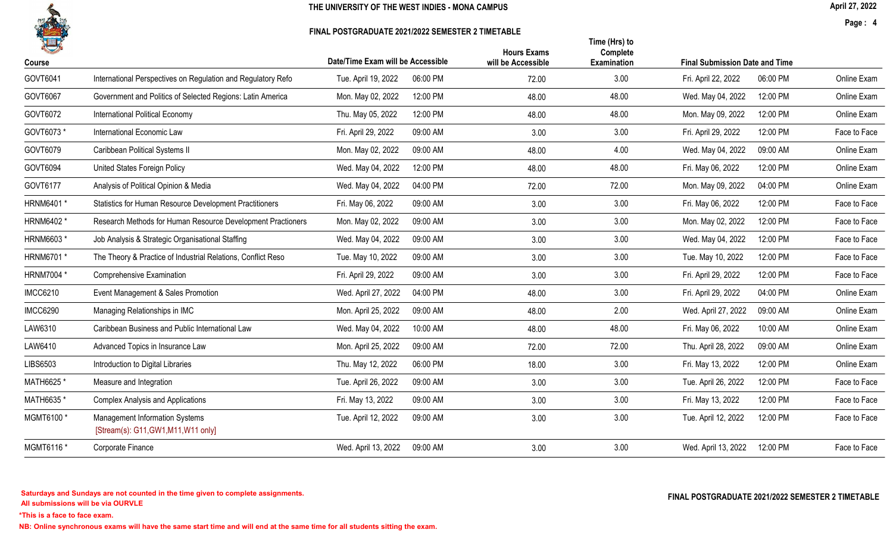# THE UNIVERSITY OF THE WEST INDIES - MONA CAMPUS

## FINAL POSTGRADUATE 2021/2022 SEMESTER 2 TIMETABLE

| Course | | Date/Time Exam will be Accessible | | Hours Exams will be Accessible | Time (Hrs) to Complete Examination | Final Submission Date and Time | | |
|---|---|---|---|---|---|---|---|---|
| GOVT6041 | International Perspectives on Regulation and Regulatory Refo | Tue. April 19, 2022 | 06:00 PM | 72.00 | 3.00 | Fri. April 22, 2022 | 06:00 PM | Online Exam |
| GOVT6067 | Government and Politics of Selected Regions: Latin America | Mon. May 02, 2022 | 12:00 PM | 48.00 | 48.00 | Wed. May 04, 2022 | 12:00 PM | Online Exam |
| GOVT6072 | International Political Economy | Thu. May 05, 2022 | 12:00 PM | 48.00 | 48.00 | Mon. May 09, 2022 | 12:00 PM | Online Exam |
| GOVT6073 * | International Economic Law | Fri. April 29, 2022 | 09:00 AM | 3.00 | 3.00 | Fri. April 29, 2022 | 12:00 PM | Face to Face |
| GOVT6079 | Caribbean Political Systems II | Mon. May 02, 2022 | 09:00 AM | 48.00 | 4.00 | Wed. May 04, 2022 | 09:00 AM | Online Exam |
| GOVT6094 | United States Foreign Policy | Wed. May 04, 2022 | 12:00 PM | 48.00 | 48.00 | Fri. May 06, 2022 | 12:00 PM | Online Exam |
| GOVT6177 | Analysis of Political Opinion & Media | Wed. May 04, 2022 | 04:00 PM | 72.00 | 72.00 | Mon. May 09, 2022 | 04:00 PM | Online Exam |
| HRNM6401 * | Statistics for Human Resource Development Practitioners | Fri. May 06, 2022 | 09:00 AM | 3.00 | 3.00 | Fri. May 06, 2022 | 12:00 PM | Face to Face |
| HRNM6402 * | Research Methods for Human Resource Development Practioners | Mon. May 02, 2022 | 09:00 AM | 3.00 | 3.00 | Mon. May 02, 2022 | 12:00 PM | Face to Face |
| HRNM6603 * | Job Analysis & Strategic Organisational Staffing | Wed. May 04, 2022 | 09:00 AM | 3.00 | 3.00 | Wed. May 04, 2022 | 12:00 PM | Face to Face |
| HRNM6701 * | The Theory & Practice of Industrial Relations, Conflict Reso | Tue. May 10, 2022 | 09:00 AM | 3.00 | 3.00 | Tue. May 10, 2022 | 12:00 PM | Face to Face |
| HRNM7004 * | Comprehensive Examination | Fri. April 29, 2022 | 09:00 AM | 3.00 | 3.00 | Fri. April 29, 2022 | 12:00 PM | Face to Face |
| IMCC6210 | Event Management & Sales Promotion | Wed. April 27, 2022 | 04:00 PM | 48.00 | 3.00 | Fri. April 29, 2022 | 04:00 PM | Online Exam |
| IMCC6290 | Managing Relationships in IMC | Mon. April 25, 2022 | 09:00 AM | 48.00 | 2.00 | Wed. April 27, 2022 | 09:00 AM | Online Exam |
| LAW6310 | Caribbean Business and Public International Law | Wed. May 04, 2022 | 10:00 AM | 48.00 | 48.00 | Fri. May 06, 2022 | 10:00 AM | Online Exam |
| LAW6410 | Advanced Topics in Insurance Law | Mon. April 25, 2022 | 09:00 AM | 72.00 | 72.00 | Thu. April 28, 2022 | 09:00 AM | Online Exam |
| LIBS6503 | Introduction to Digital Libraries | Thu. May 12, 2022 | 06:00 PM | 18.00 | 3.00 | Fri. May 13, 2022 | 12:00 PM | Online Exam |
| MATH6625 * | Measure and Integration | Tue. April 26, 2022 | 09:00 AM | 3.00 | 3.00 | Tue. April 26, 2022 | 12:00 PM | Face to Face |
| MATH6635 * | Complex Analysis and Applications | Fri. May 13, 2022 | 09:00 AM | 3.00 | 3.00 | Fri. May 13, 2022 | 12:00 PM | Face to Face |
| MGMT6100 * | Management Information Systems [Stream(s): G11,GW1,M11,W11 only] | Tue. April 12, 2022 | 09:00 AM | 3.00 | 3.00 | Tue. April 12, 2022 | 12:00 PM | Face to Face |
| MGMT6116 * | Corporate Finance | Wed. April 13, 2022 | 09:00 AM | 3.00 | 3.00 | Wed. April 13, 2022 | 12:00 PM | Face to Face |

**Saturdays and Sundays are not counted in the time given to complete assignments.**
**All submissions will be via OURVLE**

***This is a face to face exam.**

**NB: Online synchronous exams will have the same start time and will end at the same time for all students sitting the exam.**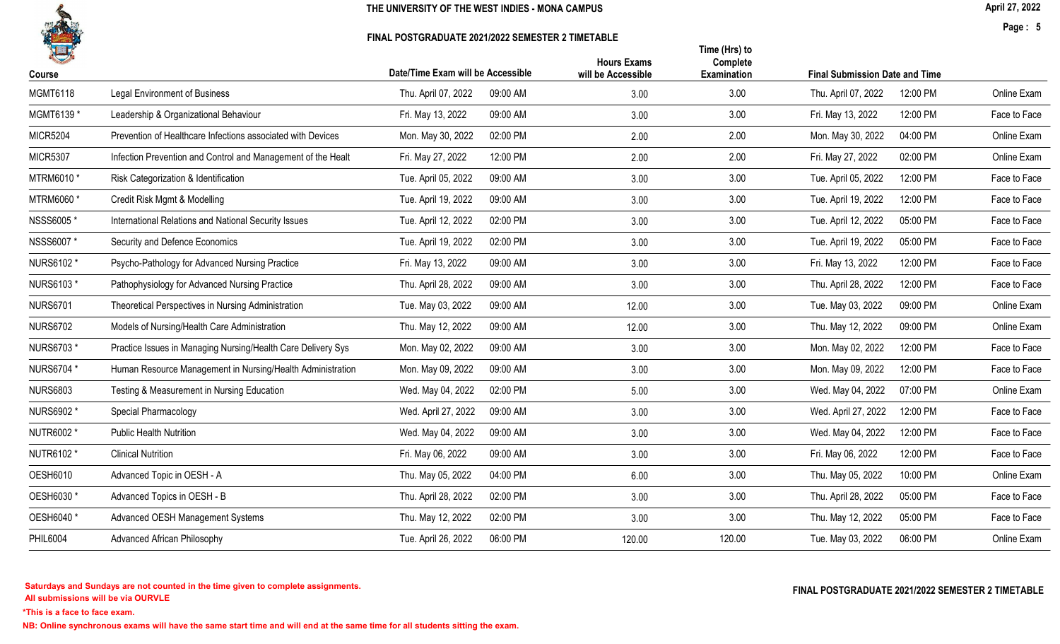THE UNIVERSITY OF THE WEST INDIES - MONA CAMPUS

FINAL POSTGRADUATE 2021/2022 SEMESTER 2 TIMETABLE

April 27, 2022

| Course | | Date/Time Exam will be Accessible | | Hours Exams will be Accessible | Time (Hrs) to Complete Examination | Final Submission Date and Time | | |
|---|---|---|---|---|---|---|---|---|
| MGMT6118 | Legal Environment of Business | Thu. April 07, 2022 | 09:00 AM | 3.00 | 3.00 | Thu. April 07, 2022 | 12:00 PM | Online Exam |
| MGMT6139 * | Leadership & Organizational Behaviour | Fri. May 13, 2022 | 09:00 AM | 3.00 | 3.00 | Fri. May 13, 2022 | 12:00 PM | Face to Face |
| MICR5204 | Prevention of Healthcare Infections associated with Devices | Mon. May 30, 2022 | 02:00 PM | 2.00 | 2.00 | Mon. May 30, 2022 | 04:00 PM | Online Exam |
| MICR5307 | Infection Prevention and Control and Management of the Healt | Fri. May 27, 2022 | 12:00 PM | 2.00 | 2.00 | Fri. May 27, 2022 | 02:00 PM | Online Exam |
| MTRM6010 * | Risk Categorization & Identification | Tue. April 05, 2022 | 09:00 AM | 3.00 | 3.00 | Tue. April 05, 2022 | 12:00 PM | Face to Face |
| MTRM6060 * | Credit Risk Mgmt & Modelling | Tue. April 19, 2022 | 09:00 AM | 3.00 | 3.00 | Tue. April 19, 2022 | 12:00 PM | Face to Face |
| NSSS6005 * | International Relations and National Security Issues | Tue. April 12, 2022 | 02:00 PM | 3.00 | 3.00 | Tue. April 12, 2022 | 05:00 PM | Face to Face |
| NSSS6007 * | Security and Defence Economics | Tue. April 19, 2022 | 02:00 PM | 3.00 | 3.00 | Tue. April 19, 2022 | 05:00 PM | Face to Face |
| NURS6102 * | Psycho-Pathology for Advanced Nursing Practice | Fri. May 13, 2022 | 09:00 AM | 3.00 | 3.00 | Fri. May 13, 2022 | 12:00 PM | Face to Face |
| NURS6103 * | Pathophysiology for Advanced Nursing Practice | Thu. April 28, 2022 | 09:00 AM | 3.00 | 3.00 | Thu. April 28, 2022 | 12:00 PM | Face to Face |
| NURS6701 | Theoretical Perspectives in Nursing Administration | Tue. May 03, 2022 | 09:00 AM | 12.00 | 3.00 | Tue. May 03, 2022 | 09:00 PM | Online Exam |
| NURS6702 | Models of Nursing/Health Care Administration | Thu. May 12, 2022 | 09:00 AM | 12.00 | 3.00 | Thu. May 12, 2022 | 09:00 PM | Online Exam |
| NURS6703 * | Practice Issues in Managing Nursing/Health Care Delivery Sys | Mon. May 02, 2022 | 09:00 AM | 3.00 | 3.00 | Mon. May 02, 2022 | 12:00 PM | Face to Face |
| NURS6704 * | Human Resource Management in Nursing/Health Administration | Mon. May 09, 2022 | 09:00 AM | 3.00 | 3.00 | Mon. May 09, 2022 | 12:00 PM | Face to Face |
| NURS6803 | Testing & Measurement in Nursing Education | Wed. May 04, 2022 | 02:00 PM | 5.00 | 3.00 | Wed. May 04, 2022 | 07:00 PM | Online Exam |
| NURS6902 * | Special Pharmacology | Wed. April 27, 2022 | 09:00 AM | 3.00 | 3.00 | Wed. April 27, 2022 | 12:00 PM | Face to Face |
| NUTR6002 * | Public Health Nutrition | Wed. May 04, 2022 | 09:00 AM | 3.00 | 3.00 | Wed. May 04, 2022 | 12:00 PM | Face to Face |
| NUTR6102 * | Clinical Nutrition | Fri. May 06, 2022 | 09:00 AM | 3.00 | 3.00 | Fri. May 06, 2022 | 12:00 PM | Face to Face |
| OESH6010 | Advanced Topic in OESH - A | Thu. May 05, 2022 | 04:00 PM | 6.00 | 3.00 | Thu. May 05, 2022 | 10:00 PM | Online Exam |
| OESH6030 * | Advanced Topics in OESH - B | Thu. April 28, 2022 | 02:00 PM | 3.00 | 3.00 | Thu. April 28, 2022 | 05:00 PM | Face to Face |
| OESH6040 * | Advanced OESH Management Systems | Thu. May 12, 2022 | 02:00 PM | 3.00 | 3.00 | Thu. May 12, 2022 | 05:00 PM | Face to Face |
| PHIL6004 | Advanced African Philosophy | Tue. April 26, 2022 | 06:00 PM | 120.00 | 120.00 | Tue. May 03, 2022 | 06:00 PM | Online Exam |

**Saturdays and Sundays are not counted in the time given to complete assignments.**
**All submissions will be via OURVLE**

***This is a face to face exam.**

**NB: Online synchronous exams will have the same start time and will end at the same time for all students sitting the exam.**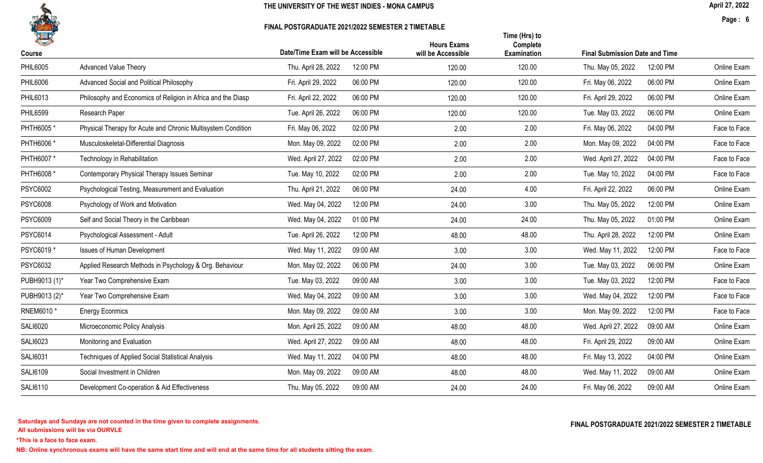THE UNIVERSITY OF THE WEST INDIES - MONA CAMPUS

FINAL POSTGRADUATE 2021/2022 SEMESTER 2 TIMETABLE

April 27, 2022

| Course | | Date/Time Exam will be Accessible | | Hours Exams will be Accessible | Time (Hrs) to Complete Examination | Final Submission Date and Time | | |
|---|---|---|---|---|---|---|---|---|
| PHIL6005 | Advanced Value Theory | Thu. April 28, 2022 | 12:00 PM | 120.00 | 120.00 | Thu. May 05, 2022 | 12:00 PM | Online Exam |
| PHIL6006 | Advanced Social and Political Philosophy | Fri. April 29, 2022 | 06:00 PM | 120.00 | 120.00 | Fri. May 06, 2022 | 06:00 PM | Online Exam |
| PHIL6013 | Philosophy and Economics of Religion in Africa and the Diasp | Fri. April 22, 2022 | 06:00 PM | 120.00 | 120.00 | Fri. April 29, 2022 | 06:00 PM | Online Exam |
| PHIL6599 | Research Paper | Tue. April 26, 2022 | 06:00 PM | 120.00 | 120.00 | Tue. May 03, 2022 | 06:00 PM | Online Exam |
| PHTH6005 * | Physical Therapy for Acute and Chronic Multisystem Condition | Fri. May 06, 2022 | 02:00 PM | 2.00 | 2.00 | Fri. May 06, 2022 | 04:00 PM | Face to Face |
| PHTH6006 * | Musculoskeletal-Differential Diagnosis | Mon. May 09, 2022 | 02:00 PM | 2.00 | 2.00 | Mon. May 09, 2022 | 04:00 PM | Face to Face |
| PHTH6007 * | Technology in Rehabilitation | Wed. April 27, 2022 | 02:00 PM | 2.00 | 2.00 | Wed. April 27, 2022 | 04:00 PM | Face to Face |
| PHTH6008 * | Contemporary Physical Therapy Issues Seminar | Tue. May 10, 2022 | 02:00 PM | 2.00 | 2.00 | Tue. May 10, 2022 | 04:00 PM | Face to Face |
| PSYC6002 | Psychological Testing, Measurement and Evaluation | Thu. April 21, 2022 | 06:00 PM | 24.00 | 4.00 | Fri. April 22, 2022 | 06:00 PM | Online Exam |
| PSYC6008 | Psychology of Work and Motivation | Wed. May 04, 2022 | 12:00 PM | 24.00 | 3.00 | Thu. May 05, 2022 | 12:00 PM | Online Exam |
| PSYC6009 | Self and Social Theory in the Caribbean | Wed. May 04, 2022 | 01:00 PM | 24.00 | 24.00 | Thu. May 05, 2022 | 01:00 PM | Online Exam |
| PSYC6014 | Psychological Assessment - Adult | Tue. April 26, 2022 | 12:00 PM | 48.00 | 48.00 | Thu. April 28, 2022 | 12:00 PM | Online Exam |
| PSYC6019 * | Issues of Human Development | Wed. May 11, 2022 | 09:00 AM | 3.00 | 3.00 | Wed. May 11, 2022 | 12:00 PM | Face to Face |
| PSYC6032 | Applied Research Methods in Psychology & Org. Behaviour | Mon. May 02, 2022 | 06:00 PM | 24.00 | 3.00 | Tue. May 03, 2022 | 06:00 PM | Online Exam |
| PUBH9013 (1)* | Year Two Comprehensive Exam | Tue. May 03, 2022 | 09:00 AM | 3.00 | 3.00 | Tue. May 03, 2022 | 12:00 PM | Face to Face |
| PUBH9013 (2)* | Year Two Comprehensive Exam | Wed. May 04, 2022 | 09:00 AM | 3.00 | 3.00 | Wed. May 04, 2022 | 12:00 PM | Face to Face |
| RNEM6010 * | Energy Econmics | Mon. May 09, 2022 | 09:00 AM | 3.00 | 3.00 | Mon. May 09, 2022 | 12:00 PM | Face to Face |
| SALI6020 | Microeconomic Policy Analysis | Mon. April 25, 2022 | 09:00 AM | 48.00 | 48.00 | Wed. April 27, 2022 | 09:00 AM | Online Exam |
| SALI6023 | Monitoring and Evaluation | Wed. April 27, 2022 | 09:00 AM | 48.00 | 48.00 | Fri. April 29, 2022 | 09:00 AM | Online Exam |
| SALI6031 | Techniques of Applied Social Statistical Analysis | Wed. May 11, 2022 | 04:00 PM | 48.00 | 48.00 | Fri. May 13, 2022 | 04:00 PM | Online Exam |
| SALI6109 | Social Investment in Children | Mon. May 09, 2022 | 09:00 AM | 48.00 | 48.00 | Wed. May 11, 2022 | 09:00 AM | Online Exam |
| SALI6110 | Development Co-operation & Aid Effectiveness | Thu. May 05, 2022 | 09:00 AM | 24.00 | 24.00 | Fri. May 06, 2022 | 09:00 AM | Online Exam |

**Saturdays and Sundays are not counted in the time given to complete assignments.**
**All submissions will be via OURVLE**

**\*This is a face to face exam.**

**NB: Online synchronous exams will have the same start time and will end at the same time for all students sitting the exam.**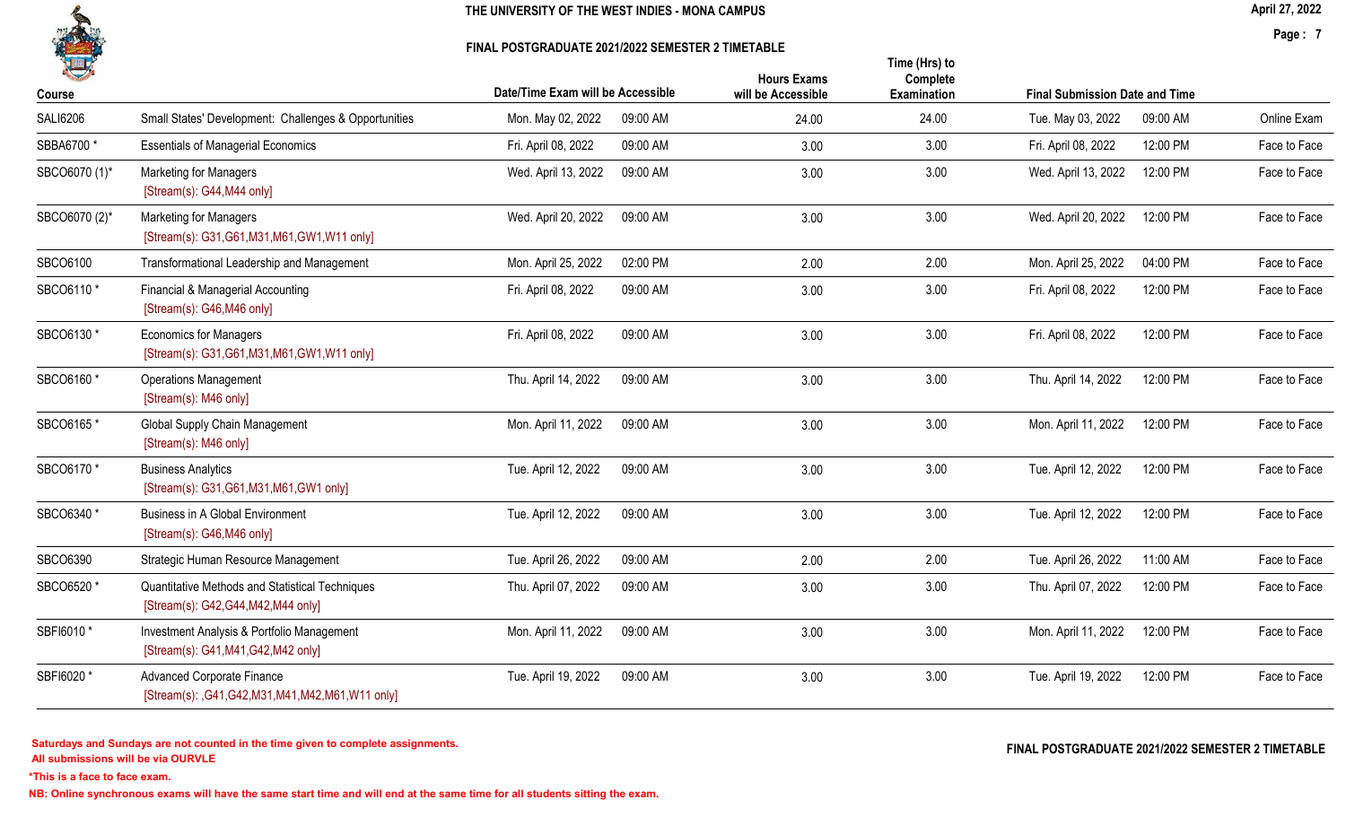THE UNIVERSITY OF THE WEST INDIES - MONA CAMPUS

FINAL POSTGRADUATE 2021/2022 SEMESTER 2 TIMETABLE

| Course | | Date/Time Exam will be Accessible | | Hours Exams will be Accessible | Time (Hrs) to Complete Examination | Final Submission Date and Time | | |
|---|---|---|---|---|---|---|---|---|
| SALI6206 | Small States' Development: Challenges & Opportunities | Mon. May 02, 2022 | 09:00 AM | 24.00 | 24.00 | Tue. May 03, 2022 | 09:00 AM | Online Exam |
| SBBA6700 * | Essentials of Managerial Economics | Fri. April 08, 2022 | 09:00 AM | 3.00 | 3.00 | Fri. April 08, 2022 | 12:00 PM | Face to Face |
| SBCO6070 (1)* | Marketing for Managers [Stream(s): G44,M44 only] | Wed. April 13, 2022 | 09:00 AM | 3.00 | 3.00 | Wed. April 13, 2022 | 12:00 PM | Face to Face |
| SBCO6070 (2)* | Marketing for Managers [Stream(s): G31,G61,M31,M61,GW1,W11 only] | Wed. April 20, 2022 | 09:00 AM | 3.00 | 3.00 | Wed. April 20, 2022 | 12:00 PM | Face to Face |
| SBCO6100 | Transformational Leadership and Management | Mon. April 25, 2022 | 02:00 PM | 2.00 | 2.00 | Mon. April 25, 2022 | 04:00 PM | Face to Face |
| SBCO6110 * | Financial & Managerial Accounting [Stream(s): G46,M46 only] | Fri. April 08, 2022 | 09:00 AM | 3.00 | 3.00 | Fri. April 08, 2022 | 12:00 PM | Face to Face |
| SBCO6130 * | Economics for Managers [Stream(s): G31,G61,M31,M61,GW1,W11 only] | Fri. April 08, 2022 | 09:00 AM | 3.00 | 3.00 | Fri. April 08, 2022 | 12:00 PM | Face to Face |
| SBCO6160 * | Operations Management [Stream(s): M46 only] | Thu. April 14, 2022 | 09:00 AM | 3.00 | 3.00 | Thu. April 14, 2022 | 12:00 PM | Face to Face |
| SBCO6165 * | Global Supply Chain Management [Stream(s): M46 only] | Mon. April 11, 2022 | 09:00 AM | 3.00 | 3.00 | Mon. April 11, 2022 | 12:00 PM | Face to Face |
| SBCO6170 * | Business Analytics [Stream(s): G31,G61,M31,M61,GW1 only] | Tue. April 12, 2022 | 09:00 AM | 3.00 | 3.00 | Tue. April 12, 2022 | 12:00 PM | Face to Face |
| SBCO6340 * | Business in A Global Environment [Stream(s): G46,M46 only] | Tue. April 12, 2022 | 09:00 AM | 3.00 | 3.00 | Tue. April 12, 2022 | 12:00 PM | Face to Face |
| SBCO6390 | Strategic Human Resource Management | Tue. April 26, 2022 | 09:00 AM | 2.00 | 2.00 | Tue. April 26, 2022 | 11:00 AM | Face to Face |
| SBCO6520 * | Quantitative Methods and Statistical Techniques [Stream(s): G42,G44,M42,M44 only] | Thu. April 07, 2022 | 09:00 AM | 3.00 | 3.00 | Thu. April 07, 2022 | 12:00 PM | Face to Face |
| SBFI6010 * | Investment Analysis & Portfolio Management [Stream(s): G41,M41,G42,M42 only] | Mon. April 11, 2022 | 09:00 AM | 3.00 | 3.00 | Mon. April 11, 2022 | 12:00 PM | Face to Face |
| SBFI6020 * | Advanced Corporate Finance [Stream(s): ,G41,G42,M31,M41,M42,M61,W11 only] | Tue. April 19, 2022 | 09:00 AM | 3.00 | 3.00 | Tue. April 19, 2022 | 12:00 PM | Face to Face |

**Saturdays and Sundays are not counted in the time given to complete assignments.**
**All submissions will be via OURVLE**

***This is a face to face exam.**

**NB: Online synchronous exams will have the same start time and will end at the same time for all students sitting the exam.**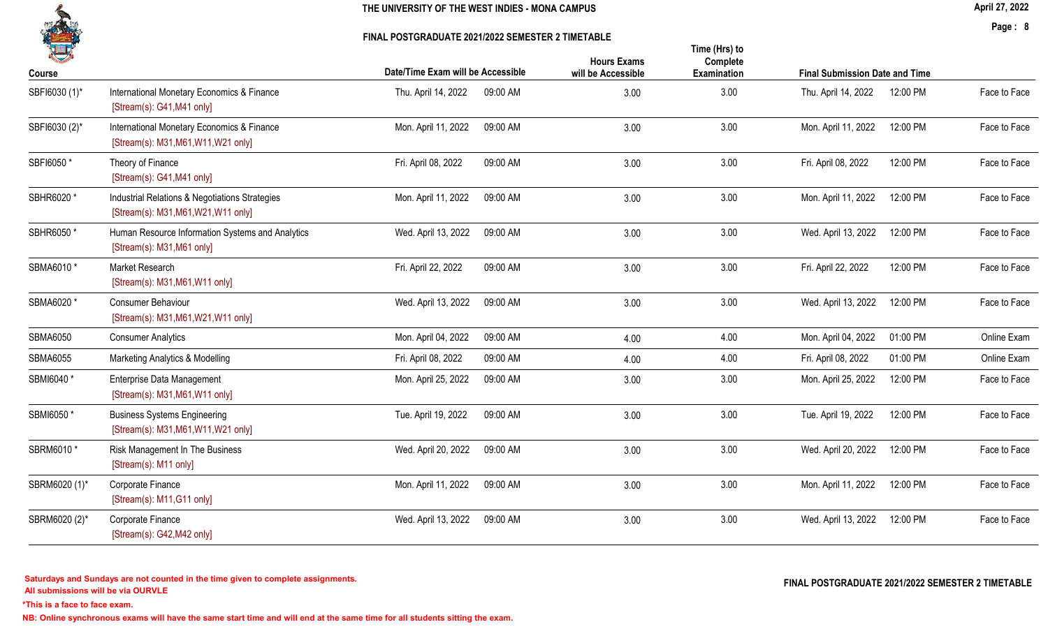# THE UNIVERSITY OF THE WEST INDIES - MONA CAMPUS

## FINAL POSTGRADUATE 2021/2022 SEMESTER 2 TIMETABLE

April 27, 2022

| Course | | Date/Time Exam will be Accessible | | Hours Exams will be Accessible | Time (Hrs) to Complete Examination | Final Submission Date and Time | | |
|---|---|---|---|---|---|---|---|---|
| SBFI6030 (1)* | International Monetary Economics & Finance [Stream(s): G41,M41 only] | Thu. April 14, 2022 | 09:00 AM | 3.00 | 3.00 | Thu. April 14, 2022 | 12:00 PM | Face to Face |
| SBFI6030 (2)* | International Monetary Economics & Finance [Stream(s): M31,M61,W11,W21 only] | Mon. April 11, 2022 | 09:00 AM | 3.00 | 3.00 | Mon. April 11, 2022 | 12:00 PM | Face to Face |
| SBFI6050 * | Theory of Finance [Stream(s): G41,M41 only] | Fri. April 08, 2022 | 09:00 AM | 3.00 | 3.00 | Fri. April 08, 2022 | 12:00 PM | Face to Face |
| SBHR6020 * | Industrial Relations & Negotiations Strategies [Stream(s): M31,M61,W21,W11 only] | Mon. April 11, 2022 | 09:00 AM | 3.00 | 3.00 | Mon. April 11, 2022 | 12:00 PM | Face to Face |
| SBHR6050 * | Human Resource Information Systems and Analytics [Stream(s): M31,M61 only] | Wed. April 13, 2022 | 09:00 AM | 3.00 | 3.00 | Wed. April 13, 2022 | 12:00 PM | Face to Face |
| SBMA6010 * | Market Research [Stream(s): M31,M61,W11 only] | Fri. April 22, 2022 | 09:00 AM | 3.00 | 3.00 | Fri. April 22, 2022 | 12:00 PM | Face to Face |
| SBMA6020 * | Consumer Behaviour [Stream(s): M31,M61,W21,W11 only] | Wed. April 13, 2022 | 09:00 AM | 3.00 | 3.00 | Wed. April 13, 2022 | 12:00 PM | Face to Face |
| SBMA6050 | Consumer Analytics | Mon. April 04, 2022 | 09:00 AM | 4.00 | 4.00 | Mon. April 04, 2022 | 01:00 PM | Online Exam |
| SBMA6055 | Marketing Analytics & Modelling | Fri. April 08, 2022 | 09:00 AM | 4.00 | 4.00 | Fri. April 08, 2022 | 01:00 PM | Online Exam |
| SBMI6040 * | Enterprise Data Management [Stream(s): M31,M61,W11 only] | Mon. April 25, 2022 | 09:00 AM | 3.00 | 3.00 | Mon. April 25, 2022 | 12:00 PM | Face to Face |
| SBMI6050 * | Business Systems Engineering [Stream(s): M31,M61,W11,W21 only] | Tue. April 19, 2022 | 09:00 AM | 3.00 | 3.00 | Tue. April 19, 2022 | 12:00 PM | Face to Face |
| SBRM6010 * | Risk Management In The Business [Stream(s): M11 only] | Wed. April 20, 2022 | 09:00 AM | 3.00 | 3.00 | Wed. April 20, 2022 | 12:00 PM | Face to Face |
| SBRM6020 (1)* | Corporate Finance [Stream(s): M11,G11 only] | Mon. April 11, 2022 | 09:00 AM | 3.00 | 3.00 | Mon. April 11, 2022 | 12:00 PM | Face to Face |
| SBRM6020 (2)* | Corporate Finance [Stream(s): G42,M42 only] | Wed. April 13, 2022 | 09:00 AM | 3.00 | 3.00 | Wed. April 13, 2022 | 12:00 PM | Face to Face |

**Saturdays and Sundays are not counted in the time given to complete assignments.**
**All submissions will be via OURVLE**

***This is a face to face exam.**

**NB: Online synchronous exams will have the same start time and will end at the same time for all students sitting the exam.**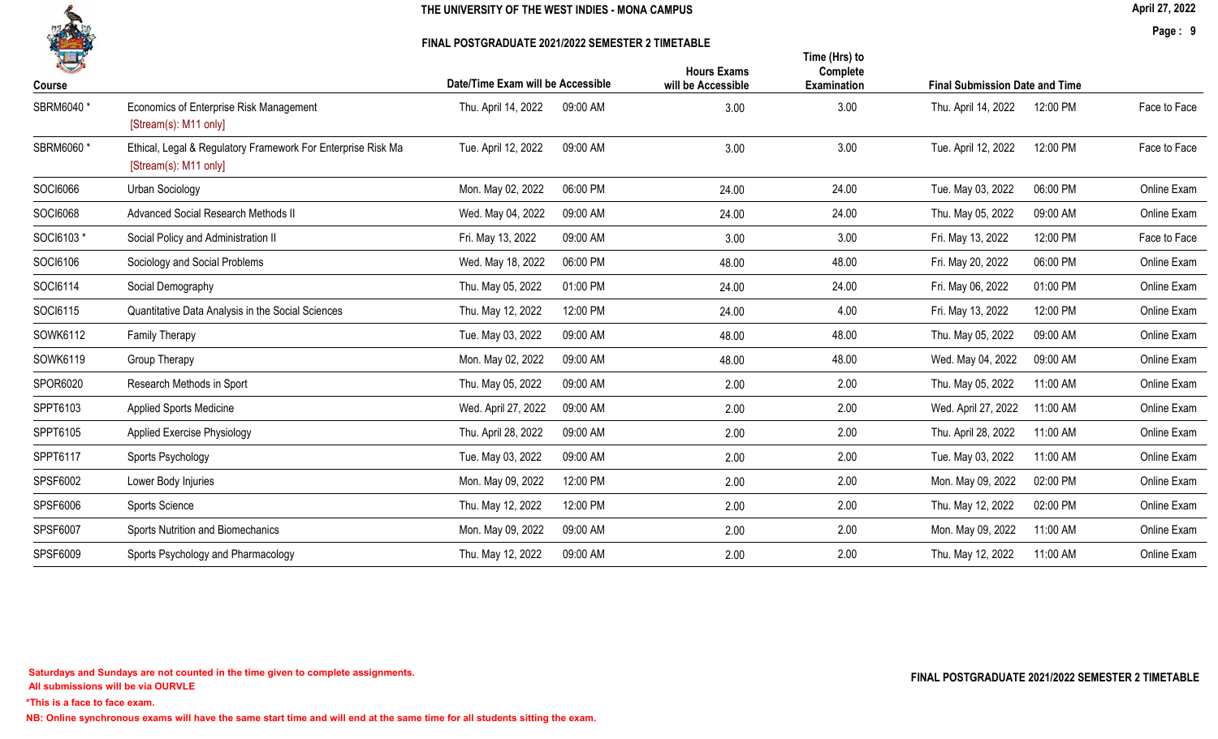# THE UNIVERSITY OF THE WEST INDIES - MONA CAMPUS

## FINAL POSTGRADUATE 2021/2022 SEMESTER 2 TIMETABLE

| Course | | Date/Time Exam will be Accessible | | Hours Exams will be Accessible | Time (Hrs) to Complete Examination | Final Submission Date and Time | | |
|---|---|---|---|---|---|---|---|---|
| SBRM6040 * | Economics of Enterprise Risk Management [Stream(s): M11 only] | Thu. April 14, 2022 | 09:00 AM | 3.00 | 3.00 | Thu. April 14, 2022 | 12:00 PM | Face to Face |
| SBRM6060 * | Ethical, Legal & Regulatory Framework For Enterprise Risk Ma [Stream(s): M11 only] | Tue. April 12, 2022 | 09:00 AM | 3.00 | 3.00 | Tue. April 12, 2022 | 12:00 PM | Face to Face |
| SOCI6066 | Urban Sociology | Mon. May 02, 2022 | 06:00 PM | 24.00 | 24.00 | Tue. May 03, 2022 | 06:00 PM | Online Exam |
| SOCI6068 | Advanced Social Research Methods II | Wed. May 04, 2022 | 09:00 AM | 24.00 | 24.00 | Thu. May 05, 2022 | 09:00 AM | Online Exam |
| SOCI6103 * | Social Policy and Administration II | Fri. May 13, 2022 | 09:00 AM | 3.00 | 3.00 | Fri. May 13, 2022 | 12:00 PM | Face to Face |
| SOCI6106 | Sociology and Social Problems | Wed. May 18, 2022 | 06:00 PM | 48.00 | 48.00 | Fri. May 20, 2022 | 06:00 PM | Online Exam |
| SOCI6114 | Social Demography | Thu. May 05, 2022 | 01:00 PM | 24.00 | 24.00 | Fri. May 06, 2022 | 01:00 PM | Online Exam |
| SOCI6115 | Quantitative Data Analysis in the Social Sciences | Thu. May 12, 2022 | 12:00 PM | 24.00 | 4.00 | Fri. May 13, 2022 | 12:00 PM | Online Exam |
| SOWK6112 | Family Therapy | Tue. May 03, 2022 | 09:00 AM | 48.00 | 48.00 | Thu. May 05, 2022 | 09:00 AM | Online Exam |
| SOWK6119 | Group Therapy | Mon. May 02, 2022 | 09:00 AM | 48.00 | 48.00 | Wed. May 04, 2022 | 09:00 AM | Online Exam |
| SPOR6020 | Research Methods in Sport | Thu. May 05, 2022 | 09:00 AM | 2.00 | 2.00 | Thu. May 05, 2022 | 11:00 AM | Online Exam |
| SPPT6103 | Applied Sports Medicine | Wed. April 27, 2022 | 09:00 AM | 2.00 | 2.00 | Wed. April 27, 2022 | 11:00 AM | Online Exam |
| SPPT6105 | Applied Exercise Physiology | Thu. April 28, 2022 | 09:00 AM | 2.00 | 2.00 | Thu. April 28, 2022 | 11:00 AM | Online Exam |
| SPPT6117 | Sports Psychology | Tue. May 03, 2022 | 09:00 AM | 2.00 | 2.00 | Tue. May 03, 2022 | 11:00 AM | Online Exam |
| SPSF6002 | Lower Body Injuries | Mon. May 09, 2022 | 12:00 PM | 2.00 | 2.00 | Mon. May 09, 2022 | 02:00 PM | Online Exam |
| SPSF6006 | Sports Science | Thu. May 12, 2022 | 12:00 PM | 2.00 | 2.00 | Thu. May 12, 2022 | 02:00 PM | Online Exam |
| SPSF6007 | Sports Nutrition and Biomechanics | Mon. May 09, 2022 | 09:00 AM | 2.00 | 2.00 | Mon. May 09, 2022 | 11:00 AM | Online Exam |
| SPSF6009 | Sports Psychology and Pharmacology | Thu. May 12, 2022 | 09:00 AM | 2.00 | 2.00 | Thu. May 12, 2022 | 11:00 AM | Online Exam |

**Saturdays and Sundays are not counted in the time given to complete assignments.**
**All submissions will be via OURVLE**

***This is a face to face exam.**

**NB: Online synchronous exams will have the same start time and will end at the same time for all students sitting the exam.**